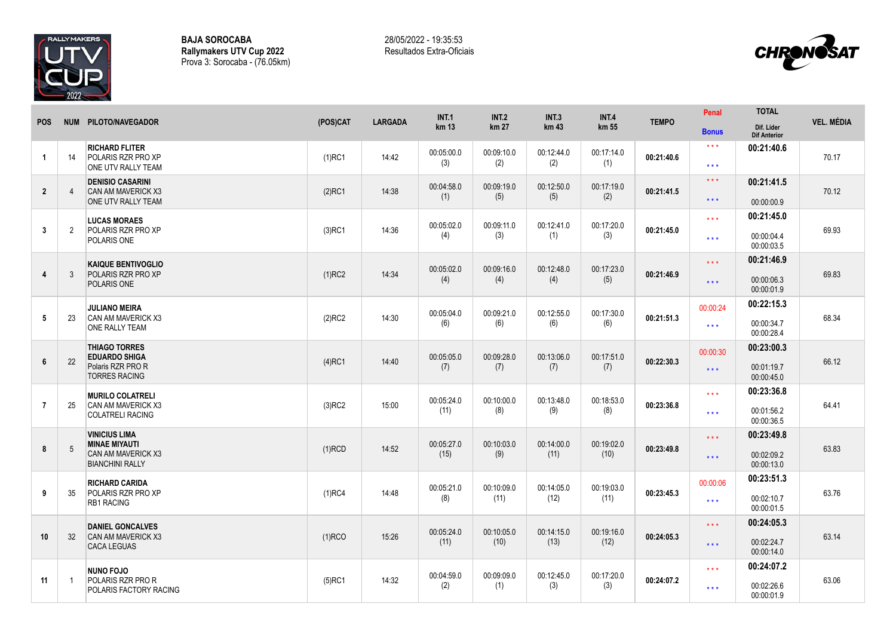**BAJA SOROCABA**
**Rallymakers UTV Cup 2022**
Prova 3: Sorocaba - (76.05km)

28/05/2022 - 19:35:53
Resultados Extra-Oficiais

| POS | NUM | PILOTO/NAVEGADOR | (POS)CAT | LARGADA | INT.1 km 13 | INT.2 km 27 | INT.3 km 43 | INT.4 km 55 | TEMPO | Penal / Bonus | TOTAL / Dif. Lider / Dif Anterior | VEL. MÉDIA |
|---|---|---|---|---|---|---|---|---|---|---|---|---|
| 1 | 14 | **RICHARD FLITER** POLARIS RZR PRO XP ONE UTV RALLY TEAM | (1)RC1 | 14:42 | 00:05:00.0 (3) | 00:09:10.0 (2) | 00:12:44.0 (2) | 00:17:14.0 (1) | **00:21:40.6** | * * * / * * * | **00:21:40.6** | 70.17 |
| 2 | 4 | **DENISIO CASARINI** CAN AM MAVERICK X3 ONE UTV RALLY TEAM | (2)RC1 | 14:38 | 00:04:58.0 (1) | 00:09:19.0 (5) | 00:12:50.0 (5) | 00:17:19.0 (2) | **00:21:41.5** | * * * / * * * | **00:21:41.5** 00:00:00.9 | 70.12 |
| 3 | 2 | **LUCAS MORAES** POLARIS RZR PRO XP POLARIS ONE | (3)RC1 | 14:36 | 00:05:02.0 (4) | 00:09:11.0 (3) | 00:12:41.0 (1) | 00:17:20.0 (3) | **00:21:45.0** | * * * / * * * | **00:21:45.0** 00:00:04.4 00:00:03.5 | 69.93 |
| 4 | 3 | **KAIQUE BENTIVOGLIO** POLARIS RZR PRO XP POLARIS ONE | (1)RC2 | 14:34 | 00:05:02.0 (4) | 00:09:16.0 (4) | 00:12:48.0 (4) | 00:17:23.0 (5) | **00:21:46.9** | * * * / * * * | **00:21:46.9** 00:00:06.3 00:00:01.9 | 69.83 |
| 5 | 23 | **JULIANO MEIRA** CAN AM MAVERICK X3 ONE RALLY TEAM | (2)RC2 | 14:30 | 00:05:04.0 (6) | 00:09:21.0 (6) | 00:12:55.0 (6) | 00:17:30.0 (6) | **00:21:51.3** | 00:00:24 / * * * | **00:22:15.3** 00:00:34.7 00:00:28.4 | 68.34 |
| 6 | 22 | **THIAGO TORRES** **EDUARDO SHIGA** Polaris RZR PRO R TORRES RACING | (4)RC1 | 14:40 | 00:05:05.0 (7) | 00:09:28.0 (7) | 00:13:06.0 (7) | 00:17:51.0 (7) | **00:22:30.3** | 00:00:30 / * * * | **00:23:00.3** 00:01:19.7 00:00:45.0 | 66.12 |
| 7 | 25 | **MURILO COLATRELI** CAN AM MAVERICK X3 COLATRELI RACING | (3)RC2 | 15:00 | 00:05:24.0 (11) | 00:10:00.0 (8) | 00:13:48.0 (9) | 00:18:53.0 (8) | **00:23:36.8** | * * * / * * * | **00:23:36.8** 00:01:56.2 00:00:36.5 | 64.41 |
| 8 | 5 | **VINICIUS LIMA** **MINAE MIYAUTI** CAN AM MAVERICK X3 BIANCHINI RALLY | (1)RCD | 14:52 | 00:05:27.0 (15) | 00:10:03.0 (9) | 00:14:00.0 (11) | 00:19:02.0 (10) | **00:23:49.8** | * * * / * * * | **00:23:49.8** 00:02:09.2 00:00:13.0 | 63.83 |
| 9 | 35 | **RICHARD CARIDA** POLARIS RZR PRO XP RB1 RACING | (1)RC4 | 14:48 | 00:05:21.0 (8) | 00:10:09.0 (11) | 00:14:05.0 (12) | 00:19:03.0 (11) | **00:23:45.3** | 00:00:06 / * * * | **00:23:51.3** 00:02:10.7 00:00:01.5 | 63.76 |
| 10 | 32 | **DANIEL GONCALVES** CAN AM MAVERICK X3 CACA LEGUAS | (1)RCO | 15:26 | 00:05:24.0 (11) | 00:10:05.0 (10) | 00:14:15.0 (13) | 00:19:16.0 (12) | **00:24:05.3** | * * * / * * * | **00:24:05.3** 00:02:24.7 00:00:14.0 | 63.14 |
| 11 | 1 | **NUNO FOJO** POLARIS RZR PRO R POLARIS FACTORY RACING | (5)RC1 | 14:32 | 00:04:59.0 (2) | 00:09:09.0 (1) | 00:12:45.0 (3) | 00:17:20.0 (3) | **00:24:07.2** | * * * / * * * | **00:24:07.2** 00:02:26.6 00:00:01.9 | 63.06 |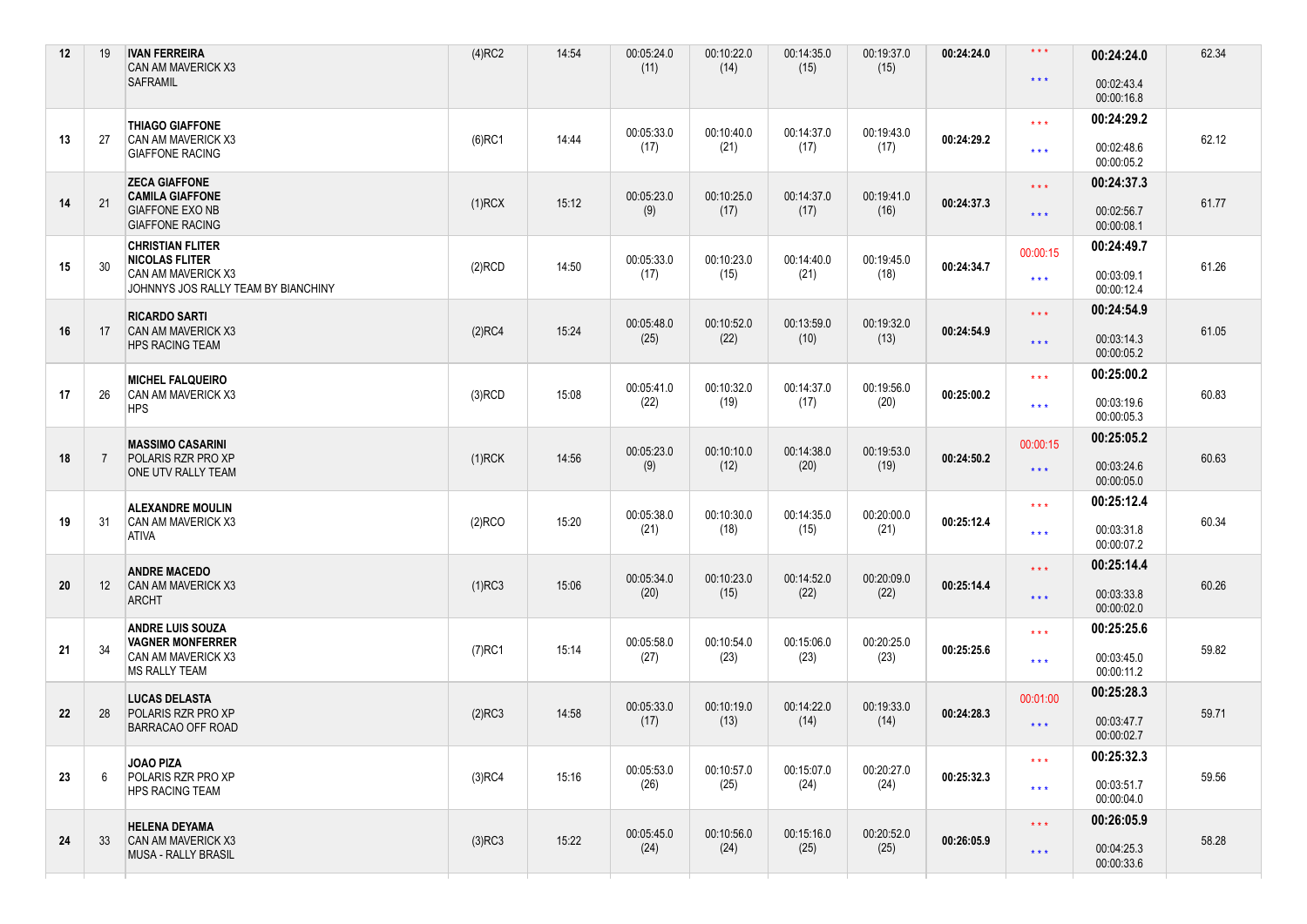| | | | | | | | | | | | | |
|---|---|---|---|---|---|---|---|---|---|---|---|---|
| 12 | 19 | **IVAN FERREIRA**<br>CAN AM MAVERICK X3<br>SAFRAMIL | (4)RC2 | 14:54 | 00:05:24.0<br>(11) | 00:10:22.0<br>(14) | 00:14:35.0<br>(15) | 00:19:37.0<br>(15) | **00:24:24.0** | * * *<br>* * * | **00:24:24.0**<br>00:02:43.4<br>00:00:16.8 | 62.34 |
| 13 | 27 | **THIAGO GIAFFONE**<br>CAN AM MAVERICK X3<br>GIAFFONE RACING | (6)RC1 | 14:44 | 00:05:33.0<br>(17) | 00:10:40.0<br>(21) | 00:14:37.0<br>(17) | 00:19:43.0<br>(17) | **00:24:29.2** | * * *<br>* * * | **00:24:29.2**<br>00:02:48.6<br>00:00:05.2 | 62.12 |
| 14 | 21 | **ZECA GIAFFONE**<br>**CAMILA GIAFFONE**<br>GIAFFONE EXO NB<br>GIAFFONE RACING | (1)RCX | 15:12 | 00:05:23.0<br>(9) | 00:10:25.0<br>(17) | 00:14:37.0<br>(17) | 00:19:41.0<br>(16) | **00:24:37.3** | * * *<br>* * * | **00:24:37.3**<br>00:02:56.7<br>00:00:08.1 | 61.77 |
| 15 | 30 | **CHRISTIAN FLITER**<br>**NICOLAS FLITER**<br>CAN AM MAVERICK X3<br>JOHNNYS JOS RALLY TEAM BY BIANCHINY | (2)RCD | 14:50 | 00:05:33.0<br>(17) | 00:10:23.0<br>(15) | 00:14:40.0<br>(21) | 00:19:45.0<br>(18) | **00:24:34.7** | 00:00:15<br>* * * | **00:24:49.7**<br>00:03:09.1<br>00:00:12.4 | 61.26 |
| 16 | 17 | **RICARDO SARTI**<br>CAN AM MAVERICK X3<br>HPS RACING TEAM | (2)RC4 | 15:24 | 00:05:48.0<br>(25) | 00:10:52.0<br>(22) | 00:13:59.0<br>(10) | 00:19:32.0<br>(13) | **00:24:54.9** | * * *<br>* * * | **00:24:54.9**<br>00:03:14.3<br>00:00:05.2 | 61.05 |
| 17 | 26 | **MICHEL FALQUEIRO**<br>CAN AM MAVERICK X3<br>HPS | (3)RCD | 15:08 | 00:05:41.0<br>(22) | 00:10:32.0<br>(19) | 00:14:37.0<br>(17) | 00:19:56.0<br>(20) | **00:25:00.2** | * * *<br>* * * | **00:25:00.2**<br>00:03:19.6<br>00:00:05.3 | 60.83 |
| 18 | 7 | **MASSIMO CASARINI**<br>POLARIS RZR PRO XP<br>ONE UTV RALLY TEAM | (1)RCK | 14:56 | 00:05:23.0<br>(9) | 00:10:10.0<br>(12) | 00:14:38.0<br>(20) | 00:19:53.0<br>(19) | **00:24:50.2** | 00:00:15<br>* * * | **00:25:05.2**<br>00:03:24.6<br>00:00:05.0 | 60.63 |
| 19 | 31 | **ALEXANDRE MOULIN**<br>CAN AM MAVERICK X3<br>ATIVA | (2)RCO | 15:20 | 00:05:38.0<br>(21) | 00:10:30.0<br>(18) | 00:14:35.0<br>(15) | 00:20:00.0<br>(21) | **00:25:12.4** | * * *<br>* * * | **00:25:12.4**<br>00:03:31.8<br>00:00:07.2 | 60.34 |
| 20 | 12 | **ANDRE MACEDO**<br>CAN AM MAVERICK X3<br>ARCHT | (1)RC3 | 15:06 | 00:05:34.0<br>(20) | 00:10:23.0<br>(15) | 00:14:52.0<br>(22) | 00:20:09.0<br>(22) | **00:25:14.4** | * * *<br>* * * | **00:25:14.4**<br>00:03:33.8<br>00:00:02.0 | 60.26 |
| 21 | 34 | **ANDRE LUIS SOUZA**<br>**VAGNER MONFERRER**<br>CAN AM MAVERICK X3<br>MS RALLY TEAM | (7)RC1 | 15:14 | 00:05:58.0<br>(27) | 00:10:54.0<br>(23) | 00:15:06.0<br>(23) | 00:20:25.0<br>(23) | **00:25:25.6** | * * *<br>* * * | **00:25:25.6**<br>00:03:45.0<br>00:00:11.2 | 59.82 |
| 22 | 28 | **LUCAS DELASTA**<br>POLARIS RZR PRO XP<br>BARRACAO OFF ROAD | (2)RC3 | 14:58 | 00:05:33.0<br>(17) | 00:10:19.0<br>(13) | 00:14:22.0<br>(14) | 00:19:33.0<br>(14) | **00:24:28.3** | 00:01:00<br>* * * | **00:25:28.3**<br>00:03:47.7<br>00:00:02.7 | 59.71 |
| 23 | 6 | **JOAO PIZA**<br>POLARIS RZR PRO XP<br>HPS RACING TEAM | (3)RC4 | 15:16 | 00:05:53.0<br>(26) | 00:10:57.0<br>(25) | 00:15:07.0<br>(24) | 00:20:27.0<br>(24) | **00:25:32.3** | * * *<br>* * * | **00:25:32.3**<br>00:03:51.7<br>00:00:04.0 | 59.56 |
| 24 | 33 | **HELENA DEYAMA**<br>CAN AM MAVERICK X3<br>MUSA - RALLY BRASIL | (3)RC3 | 15:22 | 00:05:45.0<br>(24) | 00:10:56.0<br>(24) | 00:15:16.0<br>(25) | 00:20:52.0<br>(25) | **00:26:05.9** | * * *<br>* * * | **00:26:05.9**<br>00:04:25.3<br>00:00:33.6 | 58.28 |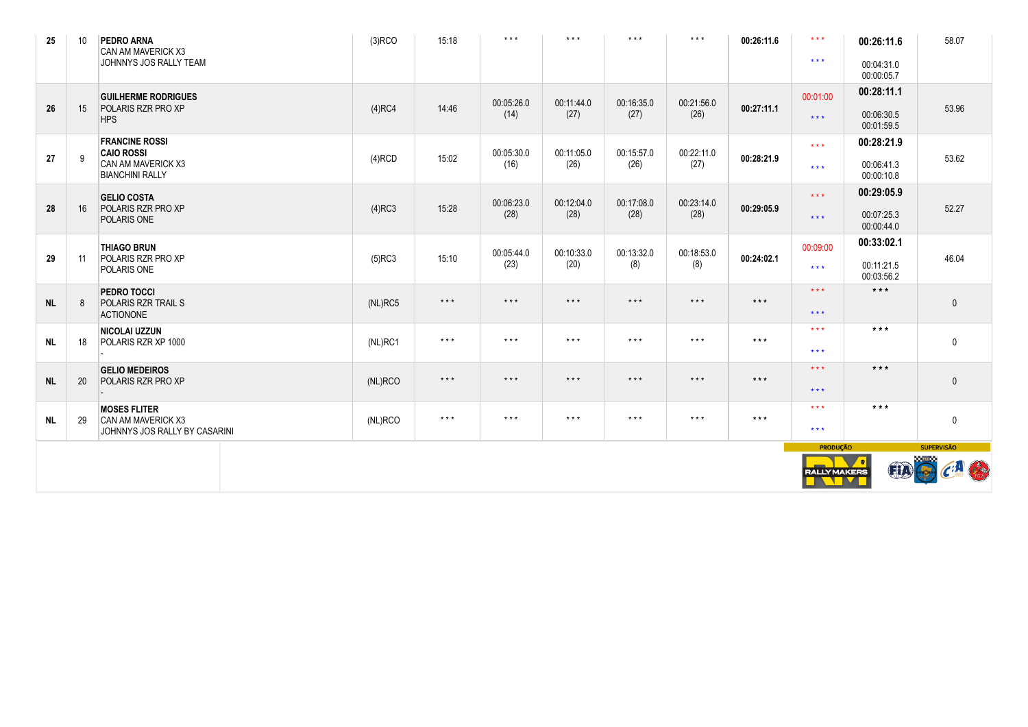| | | | | | | | | | | | | |
|---|---|---|---|---|---|---|---|---|---|---|---|---|
| 25 | 10 | **PEDRO ARNA**<br>CAN AM MAVERICK X3<br>JOHNNYS JOS RALLY TEAM | (3)RCO | 15:18 | * * * | * * * | * * * | * * * | **00:26:11.6** | * * *<br>* * * | **00:26:11.6**<br>00:04:31.0<br>00:00:05.7 | 58.07 |
| 26 | 15 | **GUILHERME RODRIGUES**<br>POLARIS RZR PRO XP<br>HPS | (4)RC4 | 14:46 | 00:05:26.0<br>(14) | 00:11:44.0<br>(27) | 00:16:35.0<br>(27) | 00:21:56.0<br>(26) | **00:27:11.1** | 00:01:00<br>* * * | **00:28:11.1**<br>00:06:30.5<br>00:01:59.5 | 53.96 |
| 27 | 9 | **FRANCINE ROSSI**<br>**CAIO ROSSI**<br>CAN AM MAVERICK X3<br>BIANCHINI RALLY | (4)RCD | 15:02 | 00:05:30.0<br>(16) | 00:11:05.0<br>(26) | 00:15:57.0<br>(26) | 00:22:11.0<br>(27) | **00:28:21.9** | * * *<br>* * * | **00:28:21.9**<br>00:06:41.3<br>00:00:10.8 | 53.62 |
| 28 | 16 | **GELIO COSTA**<br>POLARIS RZR PRO XP<br>POLARIS ONE | (4)RC3 | 15:28 | 00:06:23.0<br>(28) | 00:12:04.0<br>(28) | 00:17:08.0<br>(28) | 00:23:14.0<br>(28) | **00:29:05.9** | * * *<br>* * * | **00:29:05.9**<br>00:07:25.3<br>00:00:44.0 | 52.27 |
| 29 | 11 | **THIAGO BRUN**<br>POLARIS RZR PRO XP<br>POLARIS ONE | (5)RC3 | 15:10 | 00:05:44.0<br>(23) | 00:10:33.0<br>(20) | 00:13:32.0<br>(8) | 00:18:53.0<br>(8) | **00:24:02.1** | 00:09:00<br>* * * | **00:33:02.1**<br>00:11:21.5<br>00:03:56.2 | 46.04 |
| NL | 8 | **PEDRO TOCCI**<br>POLARIS RZR TRAIL S<br>ACTIONONE | (NL)RC5 | * * * | * * * | * * * | * * * | * * * | * * * | * * *<br>* * * | * * * | 0 |
| NL | 18 | **NICOLAI UZZUN**<br>POLARIS RZR XP 1000<br>- | (NL)RC1 | * * * | * * * | * * * | * * * | * * * | * * * | * * *<br>* * * | * * * | 0 |
| NL | 20 | **GELIO MEDEIROS**<br>POLARIS RZR PRO XP<br>- | (NL)RCO | * * * | * * * | * * * | * * * | * * * | * * * | * * *<br>* * * | * * * | 0 |
| NL | 29 | **MOSES FLITER**<br>CAN AM MAVERICK X3<br>JOHNNYS JOS RALLY BY CASARINI | (NL)RCO | * * * | * * * | * * * | * * * | * * * | * * * | * * *<br>* * * | * * * | 0 |

PRODUÇÃO
RALLY MAKERS

SUPERVISÃO